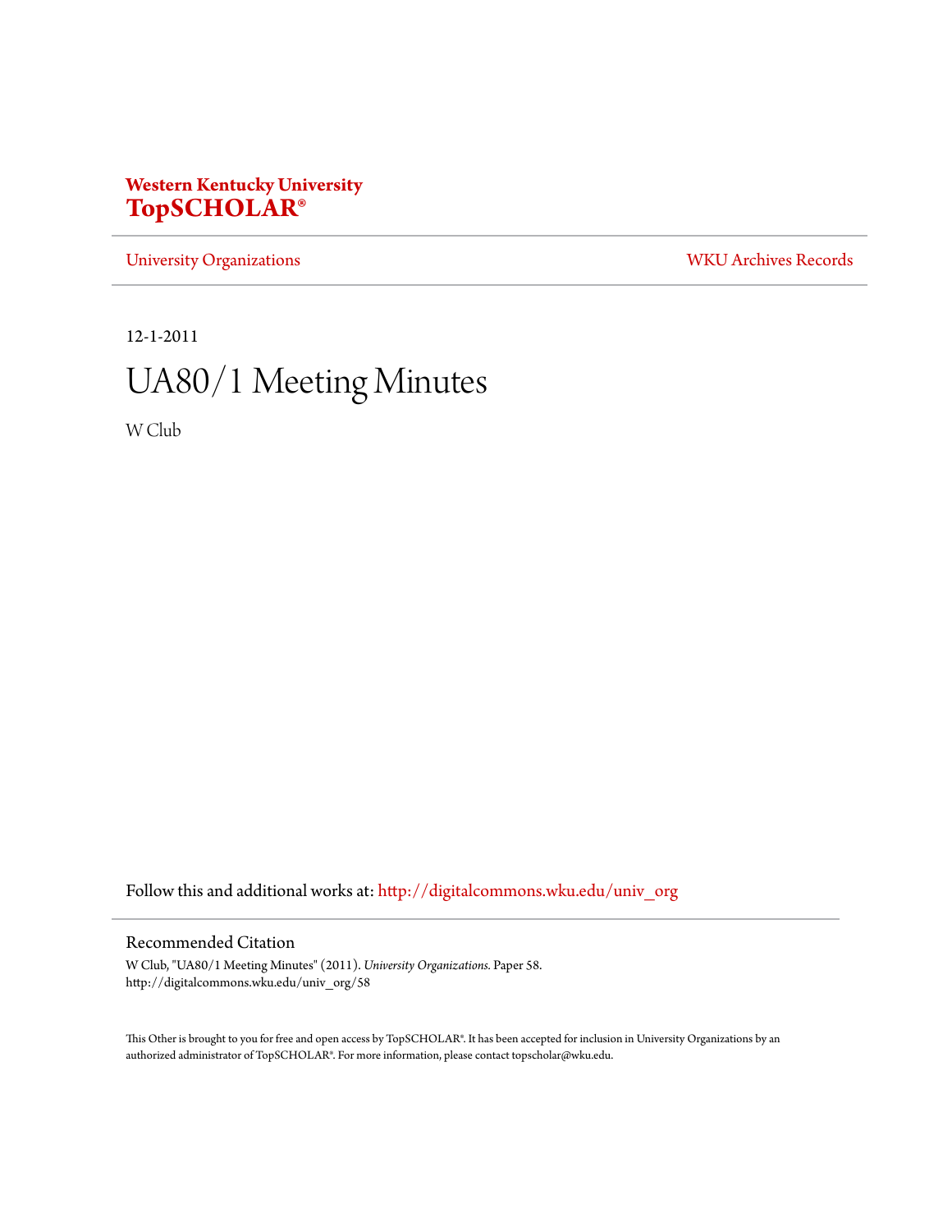**Western Kentucky University**
**TopSCHOLAR®**

University Organizations | WKU Archives Records

12-1-2011

# UA80/1 Meeting Minutes

W Club

Follow this and additional works at: http://digitalcommons.wku.edu/univ_org

## Recommended Citation

W Club, "UA80/1 Meeting Minutes" (2011). *University Organizations.* Paper 58.
http://digitalcommons.wku.edu/univ_org/58

This Other is brought to you for free and open access by TopSCHOLAR®. It has been accepted for inclusion in University Organizations by an authorized administrator of TopSCHOLAR®. For more information, please contact topscholar@wku.edu.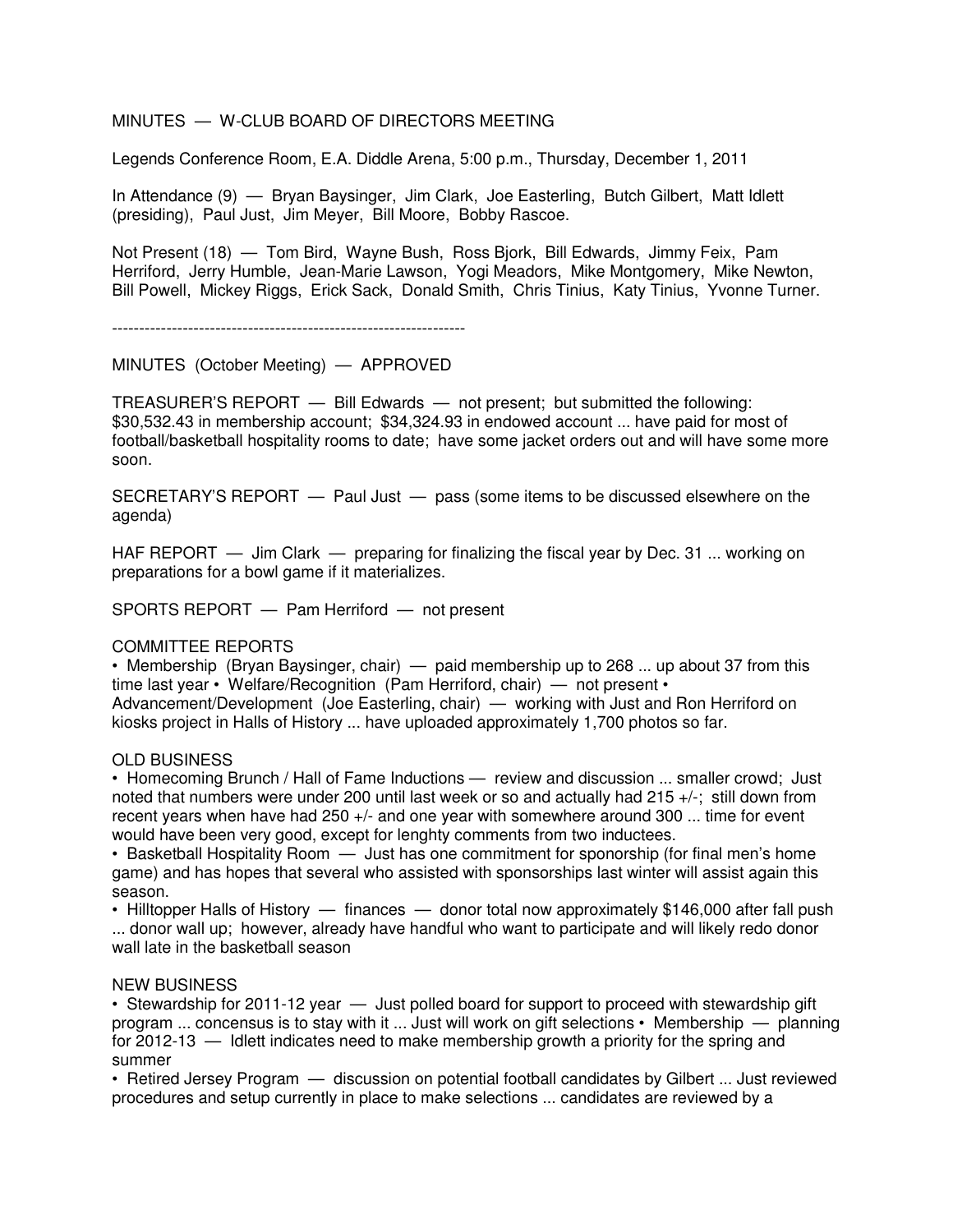MINUTES — W-CLUB BOARD OF DIRECTORS MEETING

Legends Conference Room, E.A. Diddle Arena, 5:00 p.m., Thursday, December 1, 2011

In Attendance (9) — Bryan Baysinger, Jim Clark, Joe Easterling, Butch Gilbert, Matt Idlett (presiding), Paul Just, Jim Meyer, Bill Moore, Bobby Rascoe.

Not Present (18) — Tom Bird, Wayne Bush, Ross Bjork, Bill Edwards, Jimmy Feix, Pam Herriford, Jerry Humble, Jean-Marie Lawson, Yogi Meadors, Mike Montgomery, Mike Newton, Bill Powell, Mickey Riggs, Erick Sack, Donald Smith, Chris Tinius, Katy Tinius, Yvonne Turner.

---

MINUTES (October Meeting) — APPROVED

TREASURER'S REPORT — Bill Edwards — not present; but submitted the following: $30,532.43 in membership account; $34,324.93 in endowed account ... have paid for most of football/basketball hospitality rooms to date; have some jacket orders out and will have some more soon.

SECRETARY'S REPORT — Paul Just — pass (some items to be discussed elsewhere on the agenda)

HAF REPORT — Jim Clark — preparing for finalizing the fiscal year by Dec. 31 ... working on preparations for a bowl game if it materializes.

SPORTS REPORT — Pam Herriford — not present

COMMITTEE REPORTS

• Membership (Bryan Baysinger, chair) — paid membership up to 268 ... up about 37 from this time last year • Welfare/Recognition (Pam Herriford, chair) — not present • Advancement/Development (Joe Easterling, chair) — working with Just and Ron Herriford on kiosks project in Halls of History ... have uploaded approximately 1,700 photos so far.

OLD BUSINESS

• Homecoming Brunch / Hall of Fame Inductions — review and discussion ... smaller crowd; Just noted that numbers were under 200 until last week or so and actually had 215 +/-; still down from recent years when have had 250 +/- and one year with somewhere around 300 ... time for event would have been very good, except for lenghty comments from two inductees.

• Basketball Hospitality Room — Just has one commitment for sponsorship (for final men's home game) and has hopes that several who assisted with sponsorships last winter will assist again this season.

• Hilltopper Halls of History — finances — donor total now approximately $146,000 after fall push ... donor wall up; however, already have handful who want to participate and will likely redo donor wall late in the basketball season

NEW BUSINESS

• Stewardship for 2011-12 year — Just polled board for support to proceed with stewardship gift program ... concensus is to stay with it ... Just will work on gift selections • Membership — planning for 2012-13 — Idlett indicates need to make membership growth a priority for the spring and summer

• Retired Jersey Program — discussion on potential football candidates by Gilbert ... Just reviewed procedures and setup currently in place to make selections ... candidates are reviewed by a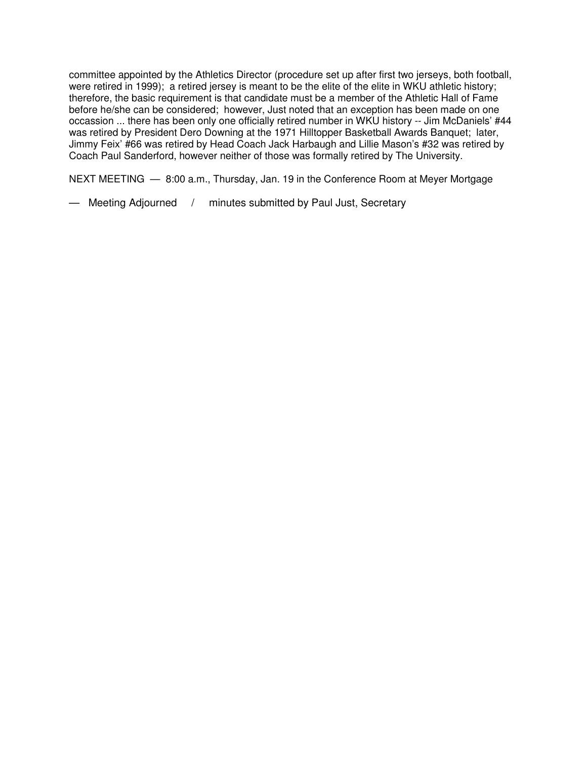committee appointed by the Athletics Director (procedure set up after first two jerseys, both football, were retired in 1999); a retired jersey is meant to be the elite of the elite in WKU athletic history; therefore, the basic requirement is that candidate must be a member of the Athletic Hall of Fame before he/she can be considered; however, Just noted that an exception has been made on one occassion ... there has been only one officially retired number in WKU history -- Jim McDaniels' #44 was retired by President Dero Downing at the 1971 Hilltopper Basketball Awards Banquet; later, Jimmy Feix' #66 was retired by Head Coach Jack Harbaugh and Lillie Mason's #32 was retired by Coach Paul Sanderford, however neither of those was formally retired by The University.

NEXT MEETING — 8:00 a.m., Thursday, Jan. 19 in the Conference Room at Meyer Mortgage

— Meeting Adjourned / minutes submitted by Paul Just, Secretary